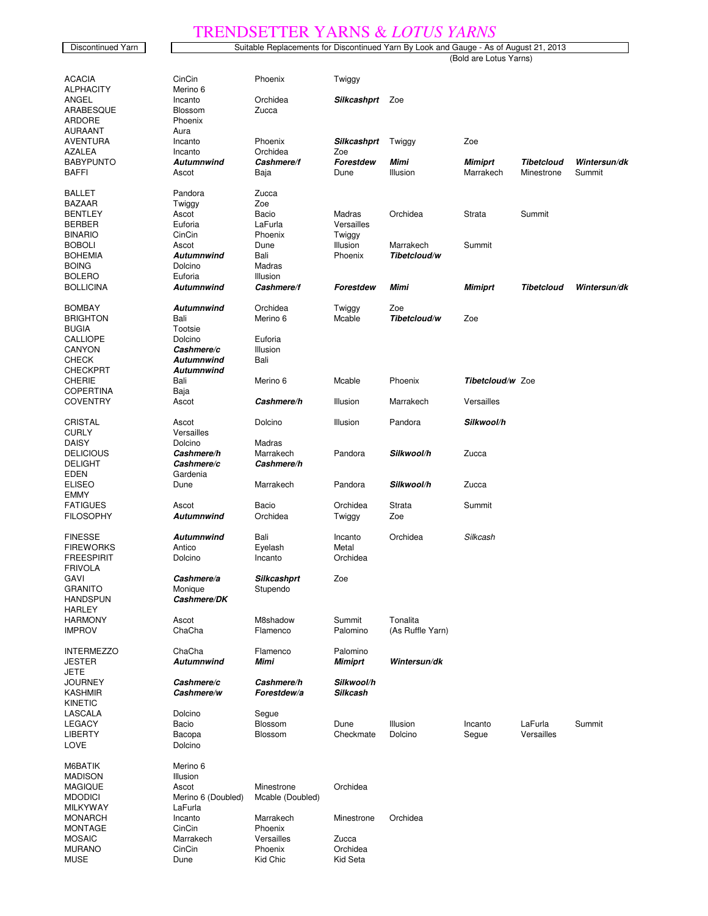# TRENDSETTER YARNS & *LOTUS YARNS*

| Discontinued Yarn | Suitable Replacements for Discontinued Yarn By Look and Gauge - As of August 21, 2013 (Bold are Lotus Yarns) | | | | | | |
|---|---|---|---|---|---|---|---|
| ACACIA | CinCin | Phoenix | Twiggy | | | | |
| ALPHACITY | Merino 6 | | | | | | |
| ANGEL | Incanto | Orchidea | ***Silkcashprt*** | Zoe | | | |
| ARABESQUE | Blossom | Zucca | | | | | |
| ARDORE | Phoenix | | | | | | |
| AURAANT | Aura | | | | | | |
| AVENTURA | Incanto | Phoenix | ***Silkcashprt*** | Twiggy | Zoe | | |
| AZALEA | Incanto | Orchidea | Zoe | | | | |
| BABYPUNTO | ***Autumnwind*** | ***Cashmere/f*** | ***Forestdew*** | ***Mimi*** | ***Mimiprt*** | ***Tibetcloud*** | ***Wintersun/dk*** |
| BAFFI | Ascot | Baja | Dune | Illusion | Marrakech | Minestrone | Summit |
| BALLET | Pandora | Zucca | | | | | |
| BAZAAR | Twiggy | Zoe | | | | | |
| BENTLEY | Ascot | Bacio | Madras | Orchidea | Strata | Summit | |
| BERBER | Euforia | LaFurla | Versailles | | | | |
| BINARIO | CinCin | Phoenix | Twiggy | | | | |
| BOBOLI | Ascot | Dune | Illusion | Marrakech | Summit | | |
| BOHEMIA | ***Autumnwind*** | Bali | Phoenix | ***Tibetcloud/w*** | | | |
| BOING | Dolcino | Madras | | | | | |
| BOLERO | Euforia | Illusion | | | | | |
| BOLLICINA | ***Autumnwind*** | ***Cashmere/f*** | ***Forestdew*** | ***Mimi*** | ***Mimiprt*** | ***Tibetcloud*** | ***Wintersun/dk*** |
| BOMBAY | ***Autumnwind*** | Orchidea | Twiggy | Zoe | | | |
| BRIGHTON | Bali | Merino 6 | Mcable | ***Tibetcloud/w*** | Zoe | | |
| BUGIA | Tootsie | | | | | | |
| CALLIOPE | Dolcino | Euforia | | | | | |
| CANYON | ***Cashmere/c*** | Illusion | | | | | |
| CHECK | ***Autumnwind*** | Bali | | | | | |
| CHECKPRT | ***Autumnwind*** | | | | | | |
| CHERIE | Bali | Merino 6 | Mcable | Phoenix | ***Tibetcloud/w*** | Zoe | |
| COPERTINA | Baja | | | | | | |
| COVENTRY | Ascot | ***Cashmere/h*** | Illusion | Marrakech | Versailles | | |
| CRISTAL | Ascot | Dolcino | Illusion | Pandora | ***Silkwool/h*** | | |
| CURLY | Versailles | | | | | | |
| DAISY | Dolcino | Madras | | | | | |
| DELICIOUS | ***Cashmere/h*** | Marrakech | Pandora | ***Silkwool/h*** | Zucca | | |
| DELIGHT | ***Cashmere/c*** | ***Cashmere/h*** | | | | | |
| EDEN | Gardenia | | | | | | |
| ELISEO | Dune | Marrakech | Pandora | ***Silkwool/h*** | Zucca | | |
| EMMY | | | | | | | |
| FATIGUES | Ascot | Bacio | Orchidea | Strata | Summit | | |
| FILOSOPHY | ***Autumnwind*** | Orchidea | Twiggy | Zoe | | | |
| FINESSE | ***Autumnwind*** | Bali | Incanto | Orchidea | *Silkcash* | | |
| FIREWORKS | Antico | Eyelash | Metal | | | | |
| FREESPIRIT | Dolcino | Incanto | Orchidea | | | | |
| FRIVOLA | | | | | | | |
| GAVI | ***Cashmere/a*** | ***Silkcashprt*** | Zoe | | | | |
| GRANITO | Monique | Stupendo | | | | | |
| HANDSPUN | ***Cashmere/DK*** | | | | | | |
| HARLEY | | | | | | | |
| HARMONY | Ascot | M8shadow | Summit | Tonalita | | | |
| IMPROV | ChaCha | Flamenco | Palomino | (As Ruffle Yarn) | | | |
| INTERMEZZO | ChaCha | Flamenco | Palomino | | | | |
| JESTER | ***Autumnwind*** | ***Mimi*** | ***Mimiprt*** | ***Wintersun/dk*** | | | |
| JETE | | | | | | | |
| JOURNEY | ***Cashmere/c*** | ***Cashmere/h*** | ***Silkwool/h*** | | | | |
| KASHMIR | ***Cashmere/w*** | ***Forestdew/a*** | ***Silkcash*** | | | | |
| KINETIC | | | | | | | |
| LASCALA | Dolcino | Segue | | | | | |
| LEGACY | Bacio | Blossom | Dune | Illusion | Incanto | LaFurla | Summit |
| LIBERTY | Bacopa | Blossom | Checkmate | Dolcino | Segue | Versailles | |
| LOVE | Dolcino | | | | | | |
| M6BATIK | Merino 6 | | | | | | |
| MADISON | Illusion | | | | | | |
| MAGIQUE | Ascot | Minestrone | Orchidea | | | | |
| MDODICI | Merino 6 (Doubled) | Mcable (Doubled) | | | | | |
| MILKYWAY | LaFurla | | | | | | |
| MONARCH | Incanto | Marrakech | Minestrone | Orchidea | | | |
| MONTAGE | CinCin | Phoenix | | | | | |
| MOSAIC | Marrakech | Versailles | Zucca | | | | |
| MURANO | CinCin | Phoenix | Orchidea | | | | |
| MUSE | Dune | Kid Chic | Kid Seta | | | | |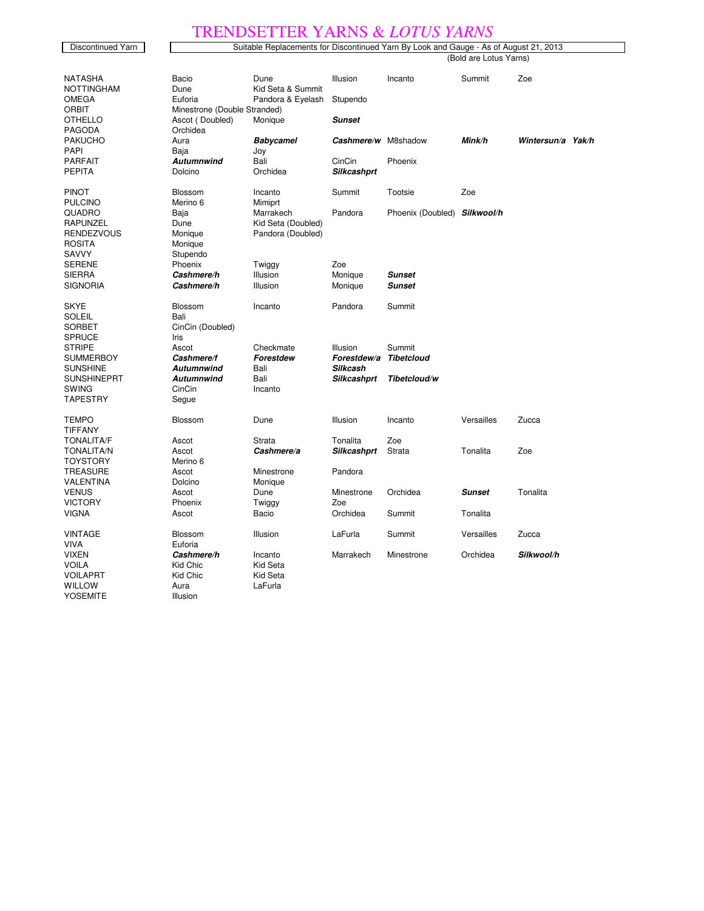# TRENDSETTER YARNS & *LOTUS YARNS*

| Discontinued Yarn | Suitable Replacements for Discontinued Yarn By Look and Gauge - As of August 21, 2013 | | | | | |
|---|---|---|---|---|---|---|
| | (Bold are Lotus Yarns) | | | | | |
| NATASHA | Bacio | Dune | Illusion | Incanto | Summit | Zoe |
| NOTTINGHAM | Dune | Kid Seta & Summit | | | | |
| OMEGA | Euforia | Pandora & Eyelash | Stupendo | | | |
| ORBIT | Minestrone (Double Stranded) | | | | | |
| OTHELLO | Ascot ( Doubled) | Monique | ***Sunset*** | | | |
| PAGODA | Orchidea | | | | | |
| PAKUCHO | Aura | ***Babycamel*** | ***Cashmere/w*** | M8shadow | ***Mink/h*** | ***Wintersun/a Yak/h*** |
| PAPI | Baja | Joy | | | | |
| PARFAIT | ***Autumnwind*** | Bali | CinCin | Phoenix | | |
| PEPITA | Dolcino | Orchidea | ***Silkcashprt*** | | | |
| PINOT | Blossom | Incanto | Summit | Tootsie | Zoe | |
| PULCINO | Merino 6 | Mimiprt | | | | |
| QUADRO | Baja | Marrakech | Pandora | Phoenix (Doubled) | ***Silkwool/h*** | |
| RAPUNZEL | Dune | Kid Seta (Doubled) | | | | |
| RENDEZVOUS | Monique | Pandora (Doubled) | | | | |
| ROSITA | Monique | | | | | |
| SAVVY | Stupendo | | | | | |
| SERENE | Phoenix | Twiggy | Zoe | | | |
| SIERRA | ***Cashmere/h*** | Illusion | Monique | ***Sunset*** | | |
| SIGNORIA | ***Cashmere/h*** | Illusion | Monique | ***Sunset*** | | |
| SKYE | Blossom | Incanto | Pandora | Summit | | |
| SOLEIL | Bali | | | | | |
| SORBET | CinCin (Doubled) | | | | | |
| SPRUCE | Iris | | | | | |
| STRIPE | Ascot | Checkmate | Illusion | Summit | | |
| SUMMERBOY | ***Cashmere/f*** | ***Forestdew*** | ***Forestdew/a*** | ***Tibetcloud*** | | |
| SUNSHINE | ***Autumnwind*** | Bali | ***Silkcash*** | | | |
| SUNSHINEPRT | ***Autumnwind*** | Bali | ***Silkcashprt*** | ***Tibetcloud/w*** | | |
| SWING | CinCin | Incanto | | | | |
| TAPESTRY | Segue | | | | | |
| TEMPO | Blossom | Dune | Illusion | Incanto | Versailles | Zucca |
| TIFFANY | | | | | | |
| TONALITA/F | Ascot | Strata | Tonalita | Zoe | | |
| TONALITA/N | Ascot | ***Cashmere/a*** | ***Silkcashprt*** | Strata | Tonalita | Zoe |
| TOYSTORY | Merino 6 | | | | | |
| TREASURE | Ascot | Minestrone | Pandora | | | |
| VALENTINA | Dolcino | Monique | | | | |
| VENUS | Ascot | Dune | Minestrone | Orchidea | ***Sunset*** | Tonalita |
| VICTORY | Phoenix | Twiggy | Zoe | | | |
| VIGNA | Ascot | Bacio | Orchidea | Summit | Tonalita | |
| VINTAGE | Blossom | Illusion | LaFurla | Summit | Versailles | Zucca |
| VIVA | Euforia | | | | | |
| VIXEN | ***Cashmere/h*** | Incanto | Marrakech | Minestrone | Orchidea | ***Silkwool/h*** |
| VOILA | Kid Chic | Kid Seta | | | | |
| VOILAPRT | Kid Chic | Kid Seta | | | | |
| WILLOW | Aura | LaFurla | | | | |
| YOSEMITE | Illusion | | | | | |